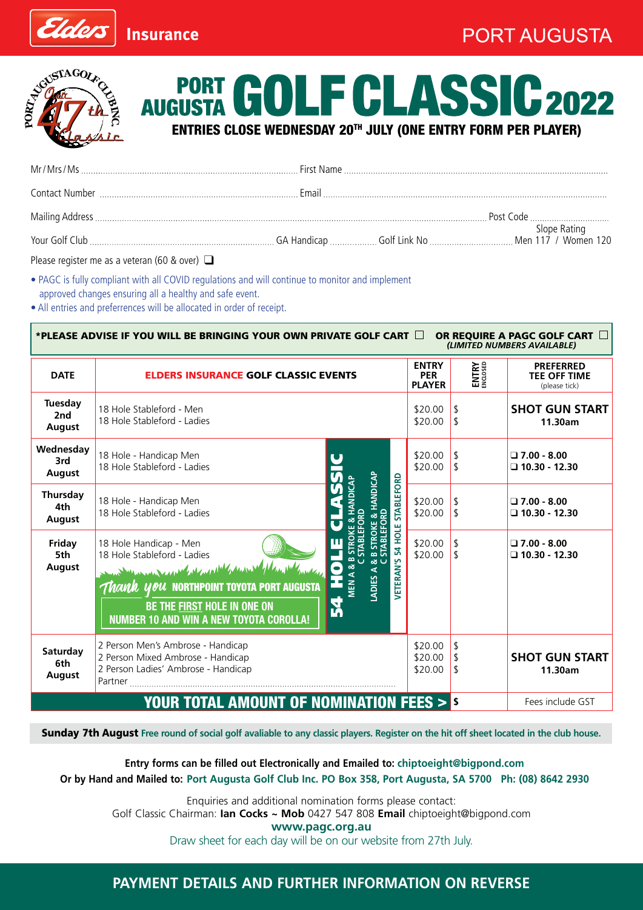Elders Insurance — PORT AUGUSTA

PORT AUGUSTA GOLF CLUB INC — Our 47th Classic

# PORT AUGUSTA GOLF CLASSIC 2022

## ENTRIES CLOSE WEDNESDAY 20TH JULY (ONE ENTRY FORM PER PLAYER)

Mr / Mrs / Ms ........................ First Name ........................

Contact Number ........................ Email ........................

Mailing Address ........................ Post Code ........................

Your Golf Club ........................ GA Handicap ........................ Golf Link No ........................ Slope Rating Men 117 / Women 120

Please register me as a veteran (60 & over) ❑

- PAGC is fully compliant with all COVID regulations and will continue to monitor and implement approved changes ensuring all a healthy and safe event.
- All entries and preferrences will be allocated in order of receipt.

**\*PLEASE ADVISE IF YOU WILL BE BRINGING YOUR OWN PRIVATE GOLF CART ☐ OR REQUIRE A PAGC GOLF CART ☐** *(LIMITED NUMBERS AVAILABLE)*

| DATE | ELDERS INSURANCE GOLF CLASSIC EVENTS | ENTRY PER PLAYER | ENTRY ENCLOSED | PREFERRED TEE OFF TIME (please tick) |
|---|---|---|---|---|
| Tuesday 2nd August | 18 Hole Stableford - Men<br>18 Hole Stableford - Ladies | $20.00<br>$20.00 | $<br>$ | SHOT GUN START 11.30am |
| Wednesday 3rd August | 18 Hole - Handicap Men<br>18 Hole Stableford - Ladies | $20.00<br>$20.00 | $<br>$ | ❑ 7.00 - 8.00<br>❑ 10.30 - 12.30 |
| Thursday 4th August | 18 Hole - Handicap Men<br>18 Hole Stableford - Ladies | $20.00<br>$20.00 | $<br>$ | ❑ 7.00 - 8.00<br>❑ 10.30 - 12.30 |
| Friday 5th August | 18 Hole Handicap - Men<br>18 Hole Stableford - Ladies<br>Thank you NORTHPOINT TOYOTA PORT AUGUSTA<br>BE THE FIRST HOLE IN ONE ON NUMBER 10 AND WIN A NEW TOYOTA COROLLA! | $20.00<br>$20.00 | $<br>$ | ❑ 7.00 - 8.00<br>❑ 10.30 - 12.30 |
| Saturday 6th August | 2 Person Men's Ambrose - Handicap<br>2 Person Mixed Ambrose - Handicap<br>2 Person Ladies' Ambrose - Handicap<br>Partner ........................ | $20.00<br>$20.00<br>$20.00 | $<br>$<br>$ | SHOT GUN START 11.30am |
| | **YOUR TOTAL AMOUNT OF NOMINATION FEES >** | | $ | Fees include GST |

54 HOLE CLASSIC (Wednesday–Friday): MEN A & B STROKE & HANDICAP, C STABLEFORD; LADIES A & B STROKE & HANDICAP, C STABLEFORD; VETERAN'S 54 HOLE STABLEFORD

**Sunday 7th August** Free round of social golf avaliable to any classic players. Register on the hit off sheet located in the club house.

**Entry forms can be filled out Electronically and Emailed to: chiptoeight@bigpond.com**
**Or by Hand and Mailed to: Port Augusta Golf Club Inc. PO Box 358, Port Augusta, SA 5700 Ph: (08) 8642 2930**

Enquiries and additional nomination forms please contact:
Golf Classic Chairman: **Ian Cocks** ~ **Mob** 0427 547 808 **Email** chiptoeight@bigpond.com
**www.pagc.org.au**
Draw sheet for each day will be on our website from 27th July.

**PAYMENT DETAILS AND FURTHER INFORMATION ON REVERSE**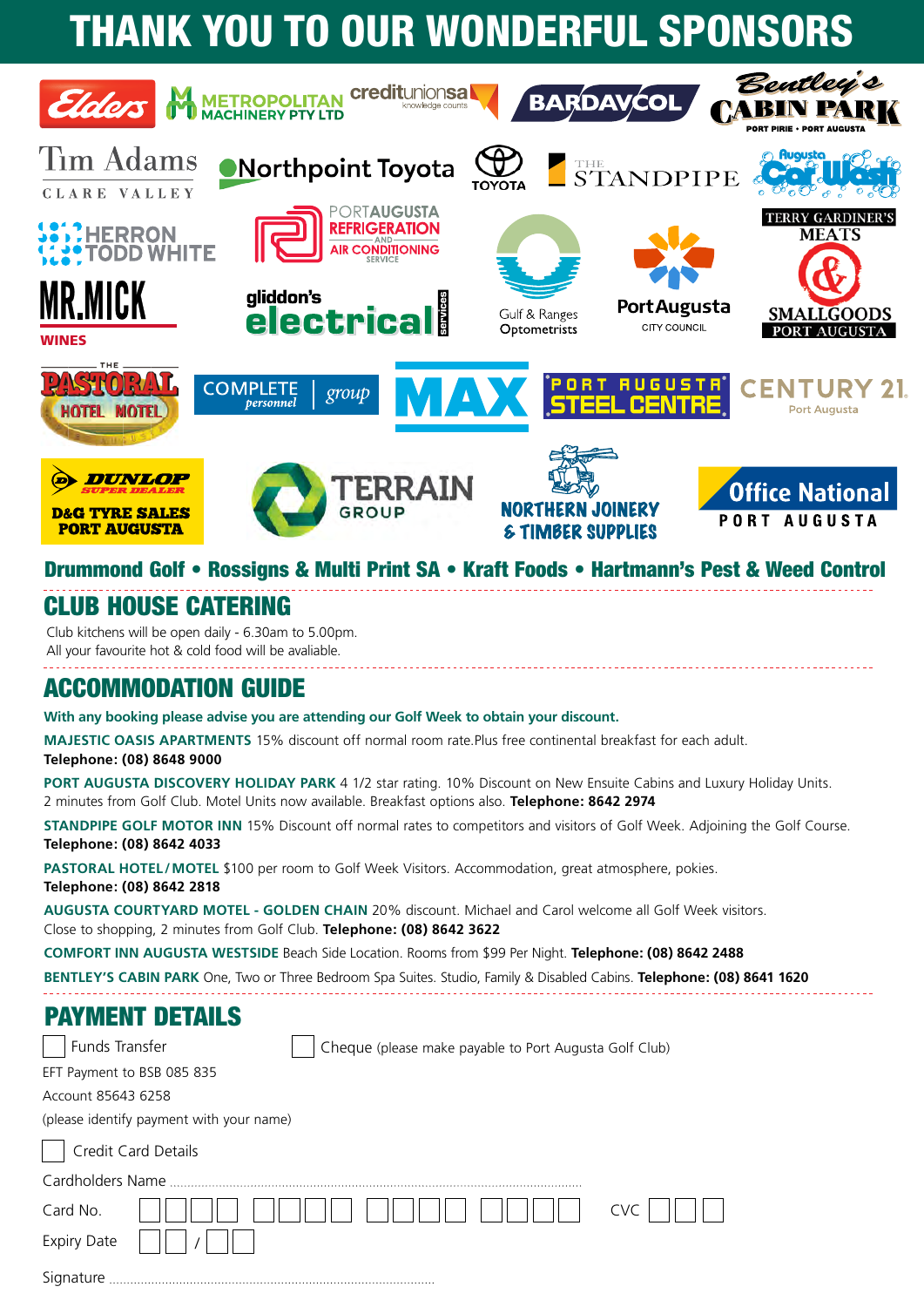# THANK YOU TO OUR WONDERFUL SPONSORS

Elders • Metropolitan Machinery Pty Ltd • creditunionsa knowledge counts • Bardavcol • Bentley's Cabin Park Port Pirie • Port Augusta

Tim Adams Clare Valley • Northpoint Toyota • Toyota • The Standpipe • Augusta Car Wash

Herron Todd White • Port Augusta Refrigeration and Air Conditioning Service • Gulf & Ranges Optometrists • Port Augusta City Council • Terry Gardiner's Meats & Smallgoods Port Augusta

Mr.Mick Wines • gliddon's electrical services

The Pastoral Hotel Motel • Complete personnel group • MAX • Port Augusta Steel Centre • Century 21 Port Augusta

Dunlop Super Dealer D&G Tyre Sales Port Augusta • Terrain Group • Northern Joinery & Timber Supplies • Office National Port Augusta

**Drummond Golf • Rossigns & Multi Print SA • Kraft Foods • Hartmann's Pest & Weed Control**

## CLUB HOUSE CATERING

Club kitchens will be open daily - 6.30am to 5.00pm.
All your favourite hot & cold food will be avaliable.

## ACCOMMODATION GUIDE

**With any booking please advise you are attending our Golf Week to obtain your discount.**

**MAJESTIC OASIS APARTMENTS** 15% discount off normal room rate.Plus free continental breakfast for each adult.
**Telephone: (08) 8648 9000**

**PORT AUGUSTA DISCOVERY HOLIDAY PARK** 4 1/2 star rating. 10% Discount on New Ensuite Cabins and Luxury Holiday Units. 2 minutes from Golf Club. Motel Units now available. Breakfast options also. **Telephone: 8642 2974**

**STANDPIPE GOLF MOTOR INN** 15% Discount off normal rates to competitors and visitors of Golf Week. Adjoining the Golf Course.
**Telephone: (08) 8642 4033**

**PASTORAL HOTEL/MOTEL** $100 per room to Golf Week Visitors. Accommodation, great atmosphere, pokies.
**Telephone: (08) 8642 2818**

**AUGUSTA COURTYARD MOTEL - GOLDEN CHAIN** 20% discount. Michael and Carol welcome all Golf Week visitors. Close to shopping, 2 minutes from Golf Club. **Telephone: (08) 8642 3622**

**COMFORT INN AUGUSTA WESTSIDE** Beach Side Location. Rooms from $99 Per Night. **Telephone: (08) 8642 2488**

**BENTLEY'S CABIN PARK** One, Two or Three Bedroom Spa Suites. Studio, Family & Disabled Cabins. **Telephone: (08) 8641 1620**

## PAYMENT DETAILS

☐ Funds Transfer

☐ Cheque (please make payable to Port Augusta Golf Club)

EFT Payment to BSB 085 835
Account 85643 6258
(please identify payment with your name)

☐ Credit Card Details

Cardholders Name ..............................................................

Card No. ☐☐☐☐ ☐☐☐☐ ☐☐☐☐ ☐☐☐☐ CVC ☐☐☐

Expiry Date ☐☐ / ☐☐

Signature ..............................................................